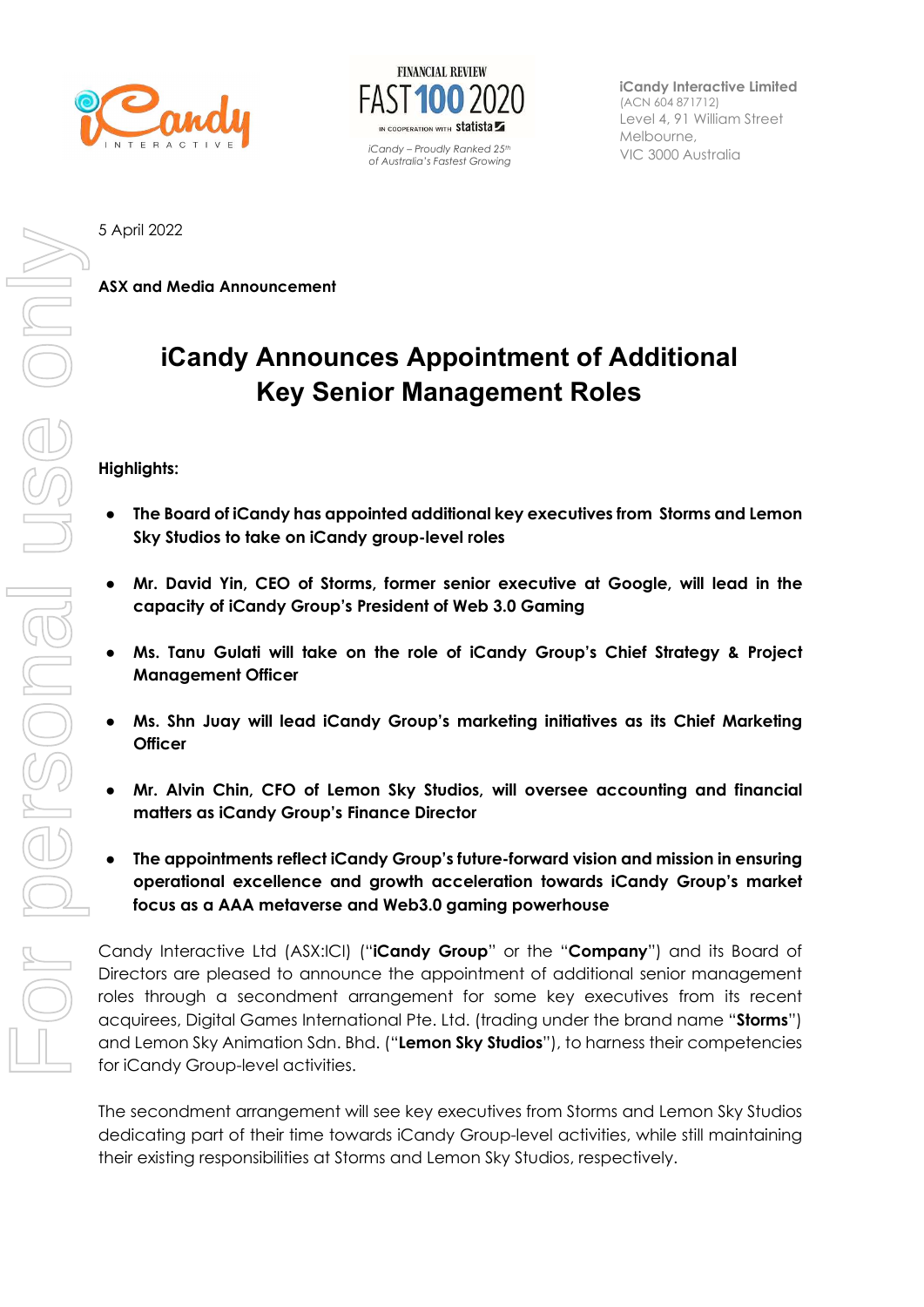iCandy Interactive Limited
(ACN 604 871712)
Level 4, 91 William Street
Melbourne,
VIC 3000 Australia

*iCandy – Proudly Ranked 25th of Australia's Fastest Growing*

5 April 2022

**ASX and Media Announcement**

# iCandy Announces Appointment of Additional Key Senior Management Roles

**Highlights:**

- **The Board of iCandy has appointed additional key executives from Storms and Lemon Sky Studios to take on iCandy group-level roles**
- **Mr. David Yin, CEO of Storms, former senior executive at Google, will lead in the capacity of iCandy Group's President of Web 3.0 Gaming**
- **Ms. Tanu Gulati will take on the role of iCandy Group's Chief Strategy & Project Management Officer**
- **Ms. Shn Juay will lead iCandy Group's marketing initiatives as its Chief Marketing Officer**
- **Mr. Alvin Chin, CFO of Lemon Sky Studios, will oversee accounting and financial matters as iCandy Group's Finance Director**
- **The appointments reflect iCandy Group's future-forward vision and mission in ensuring operational excellence and growth acceleration towards iCandy Group's market focus as a AAA metaverse and Web3.0 gaming powerhouse**

Candy Interactive Ltd (ASX:ICI) ("**iCandy Group**" or the "**Company**") and its Board of Directors are pleased to announce the appointment of additional senior management roles through a secondment arrangement for some key executives from its recent acquirees, Digital Games International Pte. Ltd. (trading under the brand name "**Storms**") and Lemon Sky Animation Sdn. Bhd. ("**Lemon Sky Studios**"), to harness their competencies for iCandy Group-level activities.

The secondment arrangement will see key executives from Storms and Lemon Sky Studios dedicating part of their time towards iCandy Group-level activities, while still maintaining their existing responsibilities at Storms and Lemon Sky Studios, respectively.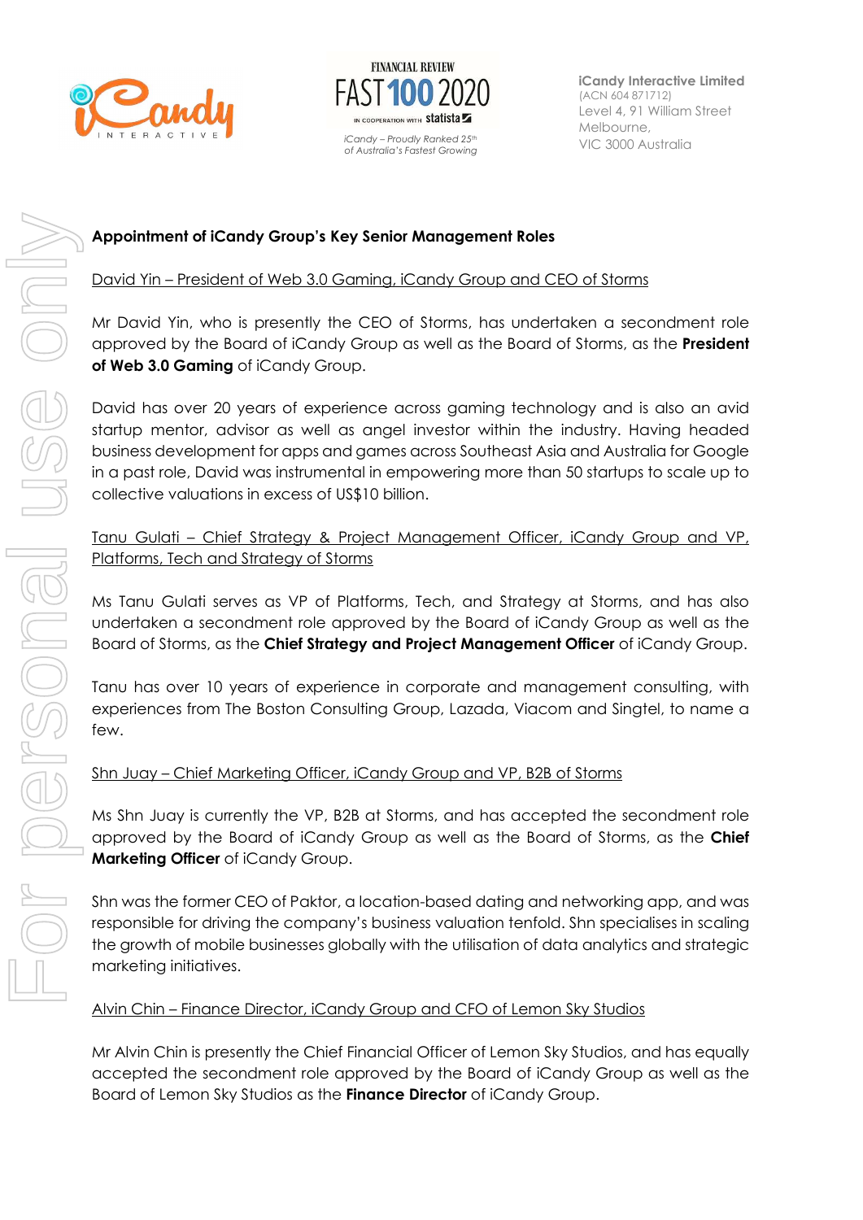**Appointment of iCandy Group's Key Senior Management Roles**

David Yin – President of Web 3.0 Gaming, iCandy Group and CEO of Storms

Mr David Yin, who is presently the CEO of Storms, has undertaken a secondment role approved by the Board of iCandy Group as well as the Board of Storms, as the **President of Web 3.0 Gaming** of iCandy Group.

David has over 20 years of experience across gaming technology and is also an avid startup mentor, advisor as well as angel investor within the industry. Having headed business development for apps and games across Southeast Asia and Australia for Google in a past role, David was instrumental in empowering more than 50 startups to scale up to collective valuations in excess of US$10 billion.

Tanu Gulati – Chief Strategy & Project Management Officer, iCandy Group and VP, Platforms, Tech and Strategy of Storms

Ms Tanu Gulati serves as VP of Platforms, Tech, and Strategy at Storms, and has also undertaken a secondment role approved by the Board of iCandy Group as well as the Board of Storms, as the **Chief Strategy and Project Management Officer** of iCandy Group.

Tanu has over 10 years of experience in corporate and management consulting, with experiences from The Boston Consulting Group, Lazada, Viacom and Singtel, to name a few.

Shn Juay – Chief Marketing Officer, iCandy Group and VP, B2B of Storms

Ms Shn Juay is currently the VP, B2B at Storms, and has accepted the secondment role approved by the Board of iCandy Group as well as the Board of Storms, as the **Chief Marketing Officer** of iCandy Group.

Shn was the former CEO of Paktor, a location-based dating and networking app, and was responsible for driving the company's business valuation tenfold. Shn specialises in scaling the growth of mobile businesses globally with the utilisation of data analytics and strategic marketing initiatives.

Alvin Chin – Finance Director, iCandy Group and CFO of Lemon Sky Studios

Mr Alvin Chin is presently the Chief Financial Officer of Lemon Sky Studios, and has equally accepted the secondment role approved by the Board of iCandy Group as well as the Board of Lemon Sky Studios as the **Finance Director** of iCandy Group.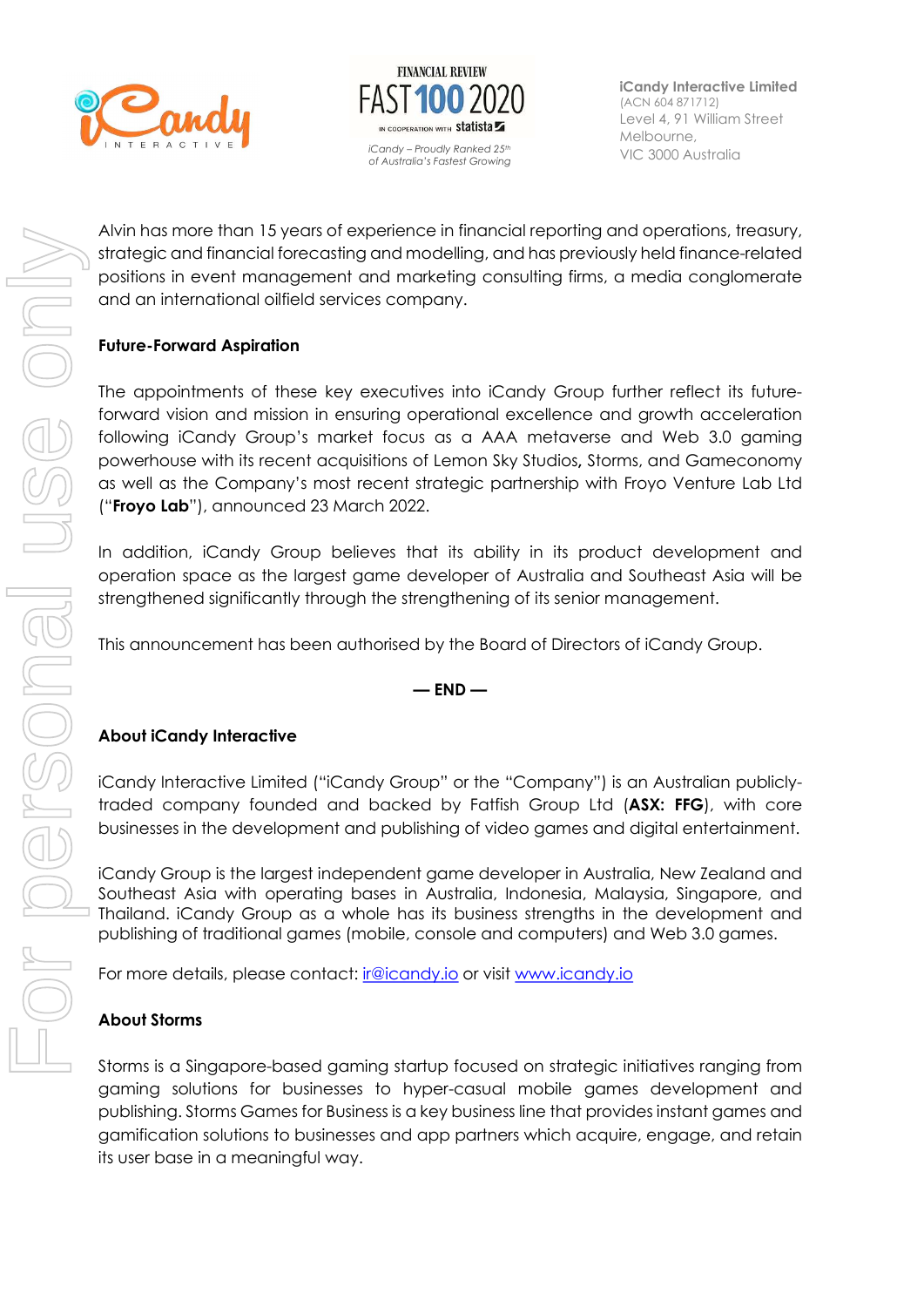Alvin has more than 15 years of experience in financial reporting and operations, treasury, strategic and financial forecasting and modelling, and has previously held finance-related positions in event management and marketing consulting firms, a media conglomerate and an international oilfield services company.

**Future-Forward Aspiration**

The appointments of these key executives into iCandy Group further reflect its future-forward vision and mission in ensuring operational excellence and growth acceleration following iCandy Group's market focus as a AAA metaverse and Web 3.0 gaming powerhouse with its recent acquisitions of Lemon Sky Studios**,** Storms, and Gameconomy as well as the Company's most recent strategic partnership with Froyo Venture Lab Ltd ("**Froyo Lab**"), announced 23 March 2022.

In addition, iCandy Group believes that its ability in its product development and operation space as the largest game developer of Australia and Southeast Asia will be strengthened significantly through the strengthening of its senior management.

This announcement has been authorised by the Board of Directors of iCandy Group.

**— END —**

**About iCandy Interactive**

iCandy Interactive Limited ("iCandy Group" or the "Company") is an Australian publicly-traded company founded and backed by Fatfish Group Ltd (**ASX: FFG**), with core businesses in the development and publishing of video games and digital entertainment.

iCandy Group is the largest independent game developer in Australia, New Zealand and Southeast Asia with operating bases in Australia, Indonesia, Malaysia, Singapore, and Thailand. iCandy Group as a whole has its business strengths in the development and publishing of traditional games (mobile, console and computers) and Web 3.0 games.

For more details, please contact: ir@icandy.io or visit www.icandy.io

**About Storms**

Storms is a Singapore-based gaming startup focused on strategic initiatives ranging from gaming solutions for businesses to hyper-casual mobile games development and publishing. Storms Games for Business is a key business line that provides instant games and gamification solutions to businesses and app partners which acquire, engage, and retain its user base in a meaningful way.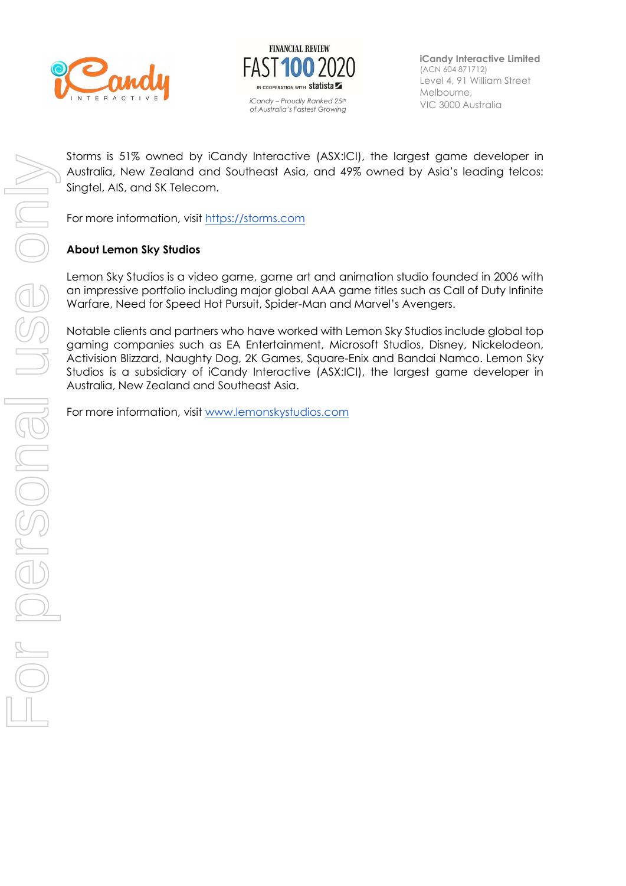Storms is 51% owned by iCandy Interactive (ASX:ICI), the largest game developer in Australia, New Zealand and Southeast Asia, and 49% owned by Asia's leading telcos: Singtel, AIS, and SK Telecom.

For more information, visit https://storms.com

**About Lemon Sky Studios**

Lemon Sky Studios is a video game, game art and animation studio founded in 2006 with an impressive portfolio including major global AAA game titles such as Call of Duty Infinite Warfare, Need for Speed Hot Pursuit, Spider-Man and Marvel's Avengers.

Notable clients and partners who have worked with Lemon Sky Studios include global top gaming companies such as EA Entertainment, Microsoft Studios, Disney, Nickelodeon, Activision Blizzard, Naughty Dog, 2K Games, Square-Enix and Bandai Namco. Lemon Sky Studios is a subsidiary of iCandy Interactive (ASX:ICI), the largest game developer in Australia, New Zealand and Southeast Asia.

For more information, visit www.lemonskystudios.com